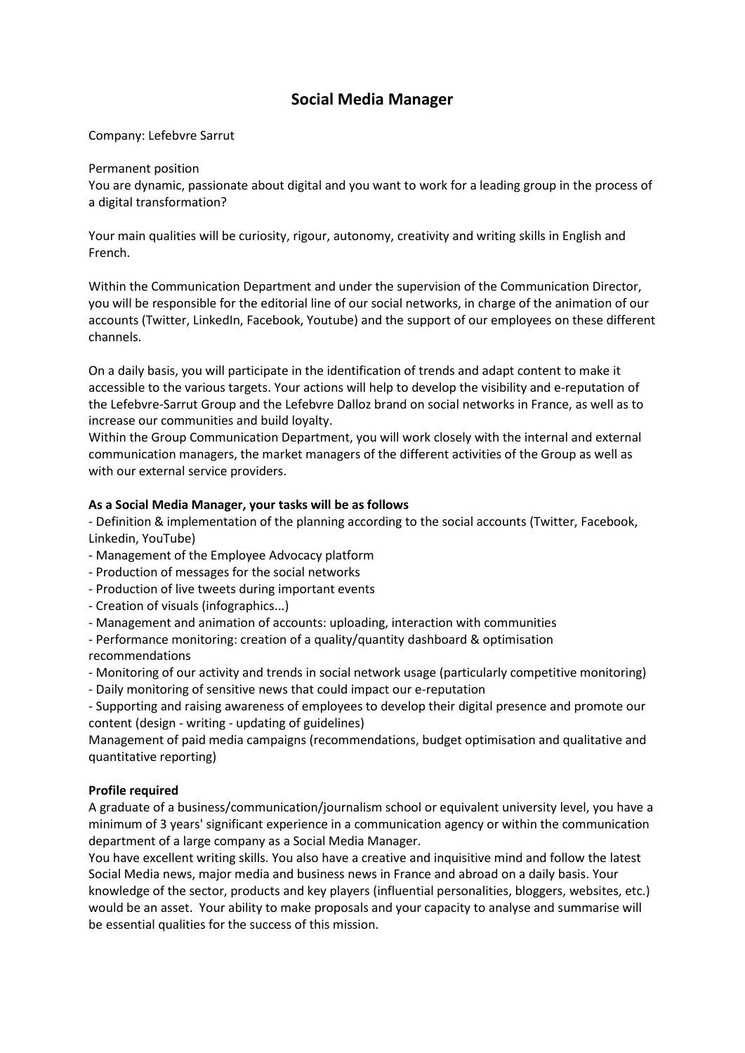# Social Media Manager

Company: Lefebvre Sarrut

Permanent position

You are dynamic, passionate about digital and you want to work for a leading group in the process of a digital transformation?

Your main qualities will be curiosity, rigour, autonomy, creativity and writing skills in English and French.

Within the Communication Department and under the supervision of the Communication Director, you will be responsible for the editorial line of our social networks, in charge of the animation of our accounts (Twitter, LinkedIn, Facebook, Youtube) and the support of our employees on these different channels.

On a daily basis, you will participate in the identification of trends and adapt content to make it accessible to the various targets. Your actions will help to develop the visibility and e-reputation of the Lefebvre-Sarrut Group and the Lefebvre Dalloz brand on social networks in France, as well as to increase our communities and build loyalty.

Within the Group Communication Department, you will work closely with the internal and external communication managers, the market managers of the different activities of the Group as well as with our external service providers.

**As a Social Media Manager, your tasks will be as follows**

- Definition & implementation of the planning according to the social accounts (Twitter, Facebook, Linkedin, YouTube)
- Management of the Employee Advocacy platform
- Production of messages for the social networks
- Production of live tweets during important events
- Creation of visuals (infographics...)
- Management and animation of accounts: uploading, interaction with communities
- Performance monitoring: creation of a quality/quantity dashboard & optimisation recommendations
- Monitoring of our activity and trends in social network usage (particularly competitive monitoring)
- Daily monitoring of sensitive news that could impact our e-reputation
- Supporting and raising awareness of employees to develop their digital presence and promote our content (design - writing - updating of guidelines)

Management of paid media campaigns (recommendations, budget optimisation and qualitative and quantitative reporting)

**Profile required**

A graduate of a business/communication/journalism school or equivalent university level, you have a minimum of 3 years' significant experience in a communication agency or within the communication department of a large company as a Social Media Manager.

You have excellent writing skills. You also have a creative and inquisitive mind and follow the latest Social Media news, major media and business news in France and abroad on a daily basis. Your knowledge of the sector, products and key players (influential personalities, bloggers, websites, etc.) would be an asset. Your ability to make proposals and your capacity to analyse and summarise will be essential qualities for the success of this mission.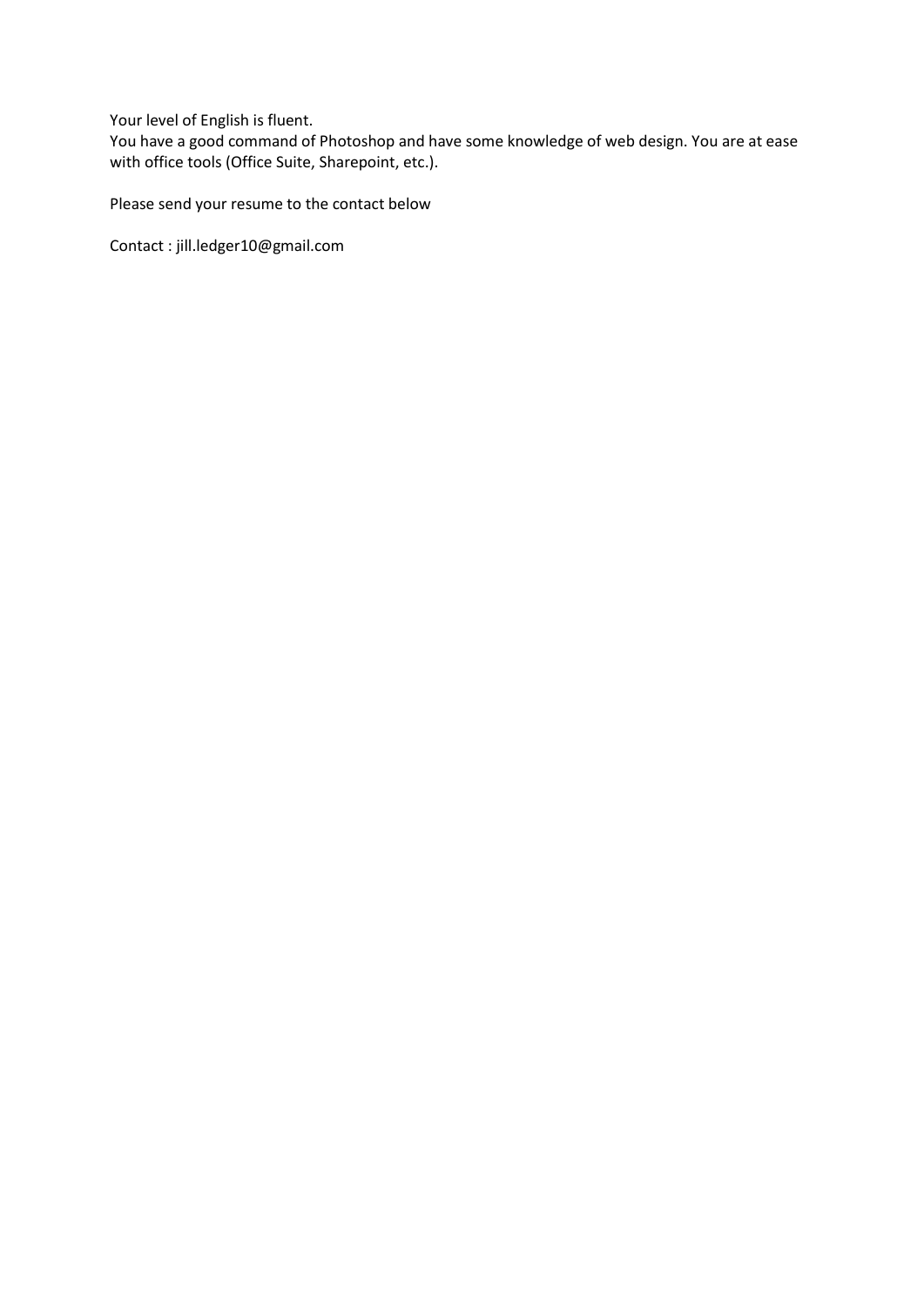Your level of English is fluent.
You have a good command of Photoshop and have some knowledge of web design. You are at ease with office tools (Office Suite, Sharepoint, etc.).

Please send your resume to the contact below

Contact : jill.ledger10@gmail.com